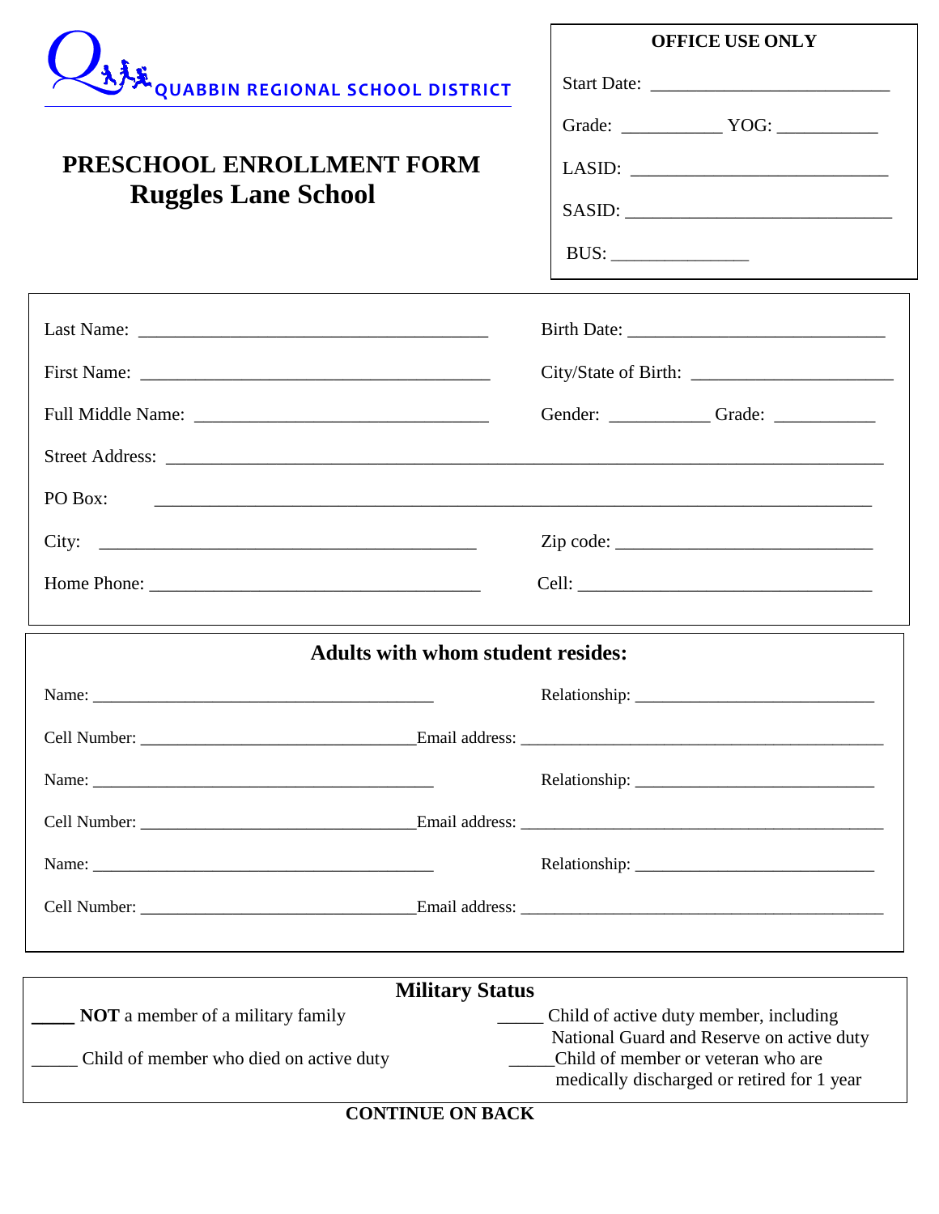QUABBIN REGIONAL SCHOOL DISTRICT

# PRESCHOOL ENROLLMENT FORM
## Ruggles Lane School

**OFFICE USE ONLY**

Start Date: ___________________________

Grade: ___________ YOG: ___________

LASID: _____________________________

SASID: ______________________________

BUS: _______________

---

Last Name: ________________________________________ Birth Date: _____________________________

First Name: ________________________________________ City/State of Birth: ______________________

Full Middle Name: _________________________________ Gender: ___________ Grade: ___________

Street Address: _______________________________________________________________________________

PO Box: _______________________________________________________________________________

City: ___________________________________________ Zip code: _____________________________

Home Phone: _____________________________________ Cell: _________________________________

---

**Adults with whom student resides:**

Name: __________________________________________ Relationship: ___________________________

Cell Number: _________________________________ Email address: _____________________________________________

Name: __________________________________________ Relationship: ___________________________

Cell Number: _________________________________ Email address: _____________________________________________

Name: __________________________________________ Relationship: ___________________________

Cell Number: _________________________________ Email address: _____________________________________________

---

**Military Status**

_____ **NOT** a member of a military family

_____ Child of active duty member, including National Guard and Reserve on active duty

_____ Child of member who died on active duty

_____ Child of member or veteran who are medically discharged or retired for 1 year

**CONTINUE ON BACK**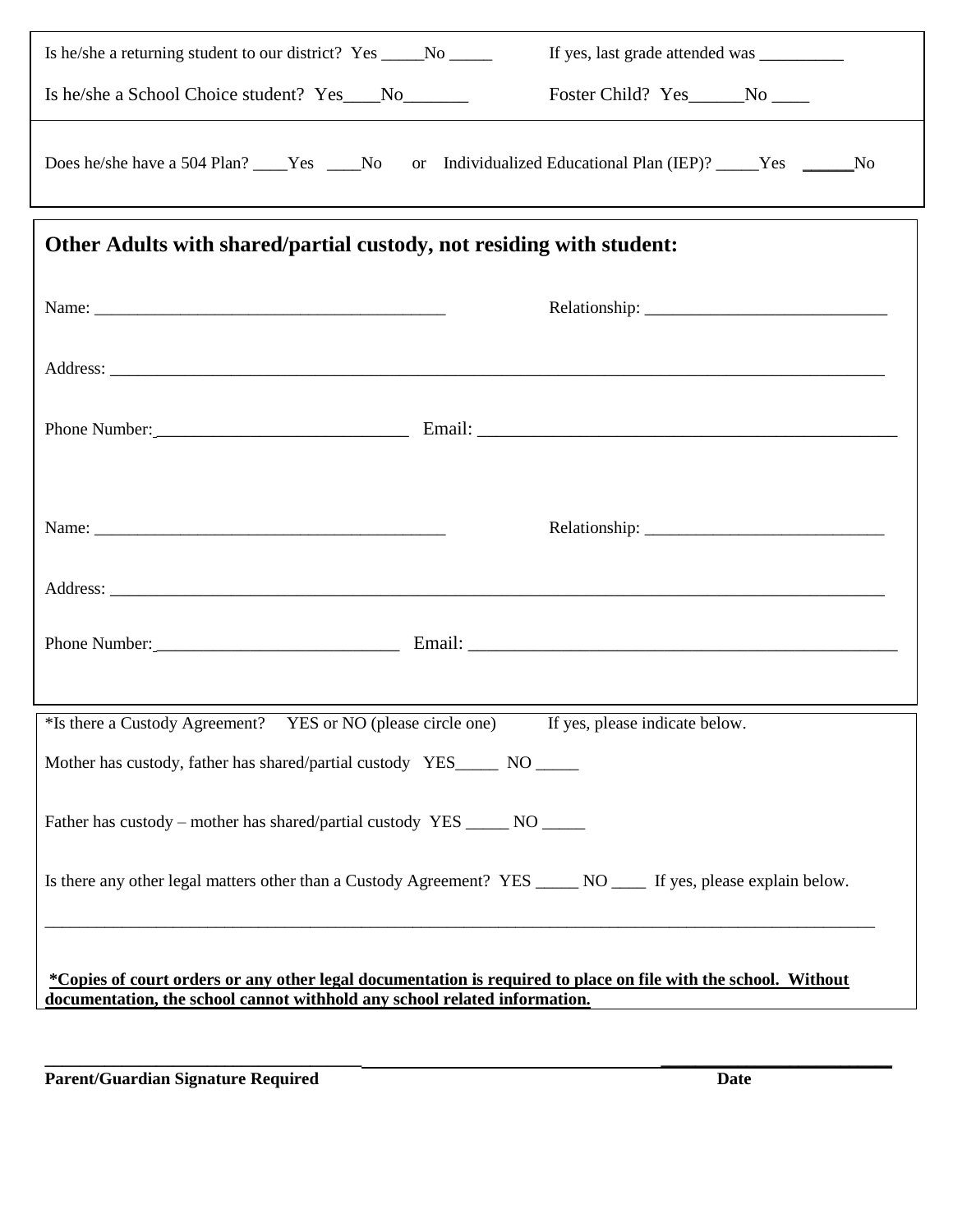Is he/she a returning student to our district? Yes _____No _____ If yes, last grade attended was __________

Is he/she a School Choice student? Yes____No_______ Foster Child? Yes______No ____

Does he/she have a 504 Plan? ____Yes ____No or Individualized Educational Plan (IEP)? _____Yes ______No

## Other Adults with shared/partial custody, not residing with student:

Name: _________________________________________ Relationship: ____________________________

Address: _____________________________________________________________________________________________

Phone Number: _____________________________ Email: _______________________________________________

Name: _________________________________________ Relationship: ____________________________

Address: _____________________________________________________________________________________________

Phone Number: ___________________________ Email: _________________________________________________

*Is there a Custody Agreement? YES or NO (please circle one) If yes, please indicate below.

Mother has custody, father has shared/partial custody YES_____ NO _____

Father has custody – mother has shared/partial custody YES _____ NO _____

Is there any other legal matters other than a Custody Agreement? YES _____ NO ____ If yes, please explain below.

_____________________________________________________________________________________________________

**<u>*Copies of court orders or any other legal documentation is required to place on file with the school. Without documentation, the school cannot withhold any school related information.</u>**

_________________________________________________________________________ __________________________

**Parent/Guardian Signature Required** **Date**